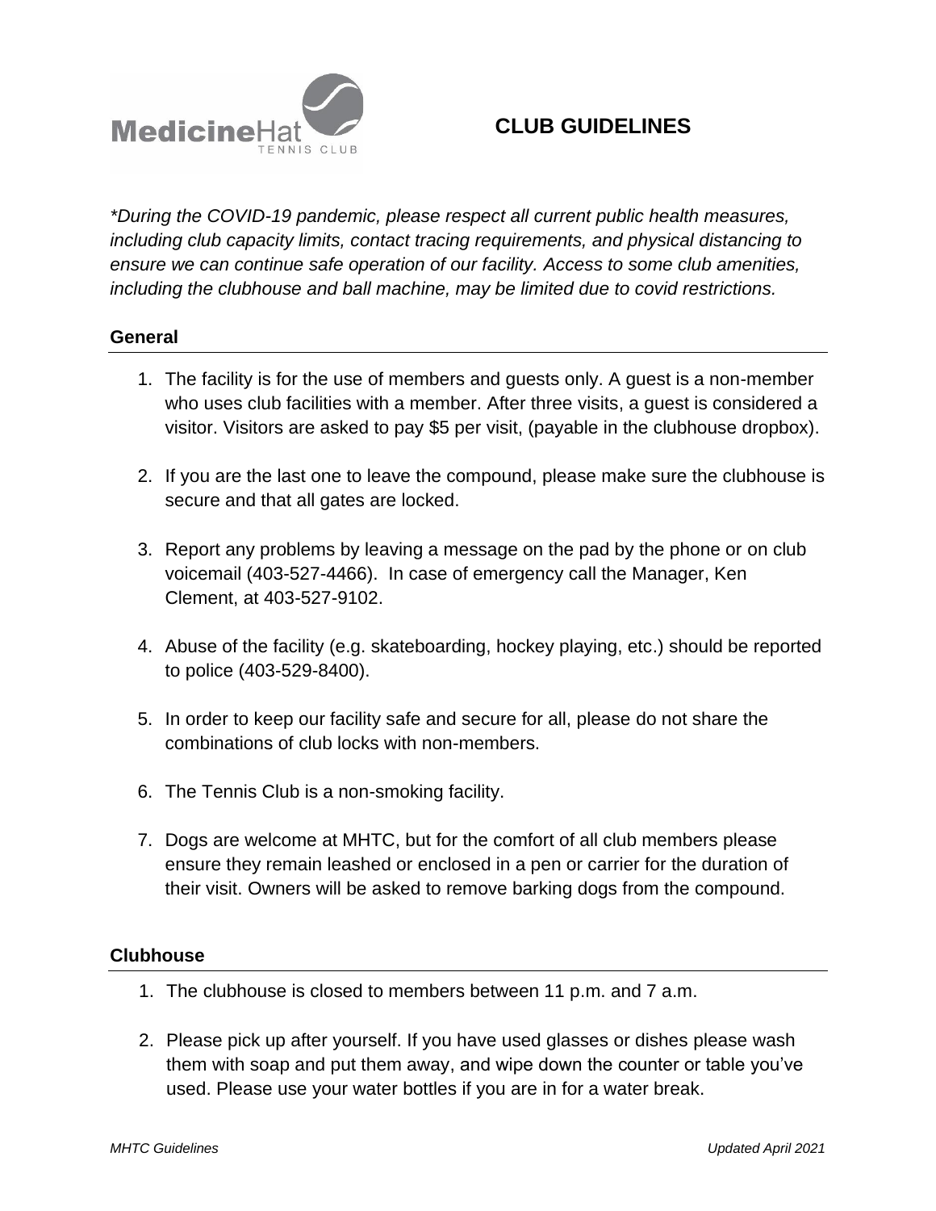MedicineHat TENNIS CLUB

# CLUB GUIDELINES

*\*During the COVID-19 pandemic, please respect all current public health measures, including club capacity limits, contact tracing requirements, and physical distancing to ensure we can continue safe operation of our facility. Access to some club amenities, including the clubhouse and ball machine, may be limited due to covid restrictions.*

## General

1. The facility is for the use of members and guests only. A guest is a non-member who uses club facilities with a member. After three visits, a guest is considered a visitor. Visitors are asked to pay $5 per visit, (payable in the clubhouse dropbox).

2. If you are the last one to leave the compound, please make sure the clubhouse is secure and that all gates are locked.

3. Report any problems by leaving a message on the pad by the phone or on club voicemail (403-527-4466). In case of emergency call the Manager, Ken Clement, at 403-527-9102.

4. Abuse of the facility (e.g. skateboarding, hockey playing, etc.) should be reported to police (403-529-8400).

5. In order to keep our facility safe and secure for all, please do not share the combinations of club locks with non-members.

6. The Tennis Club is a non-smoking facility.

7. Dogs are welcome at MHTC, but for the comfort of all club members please ensure they remain leashed or enclosed in a pen or carrier for the duration of their visit. Owners will be asked to remove barking dogs from the compound.

## Clubhouse

1. The clubhouse is closed to members between 11 p.m. and 7 a.m.

2. Please pick up after yourself. If you have used glasses or dishes please wash them with soap and put them away, and wipe down the counter or table you've used. Please use your water bottles if you are in for a water break.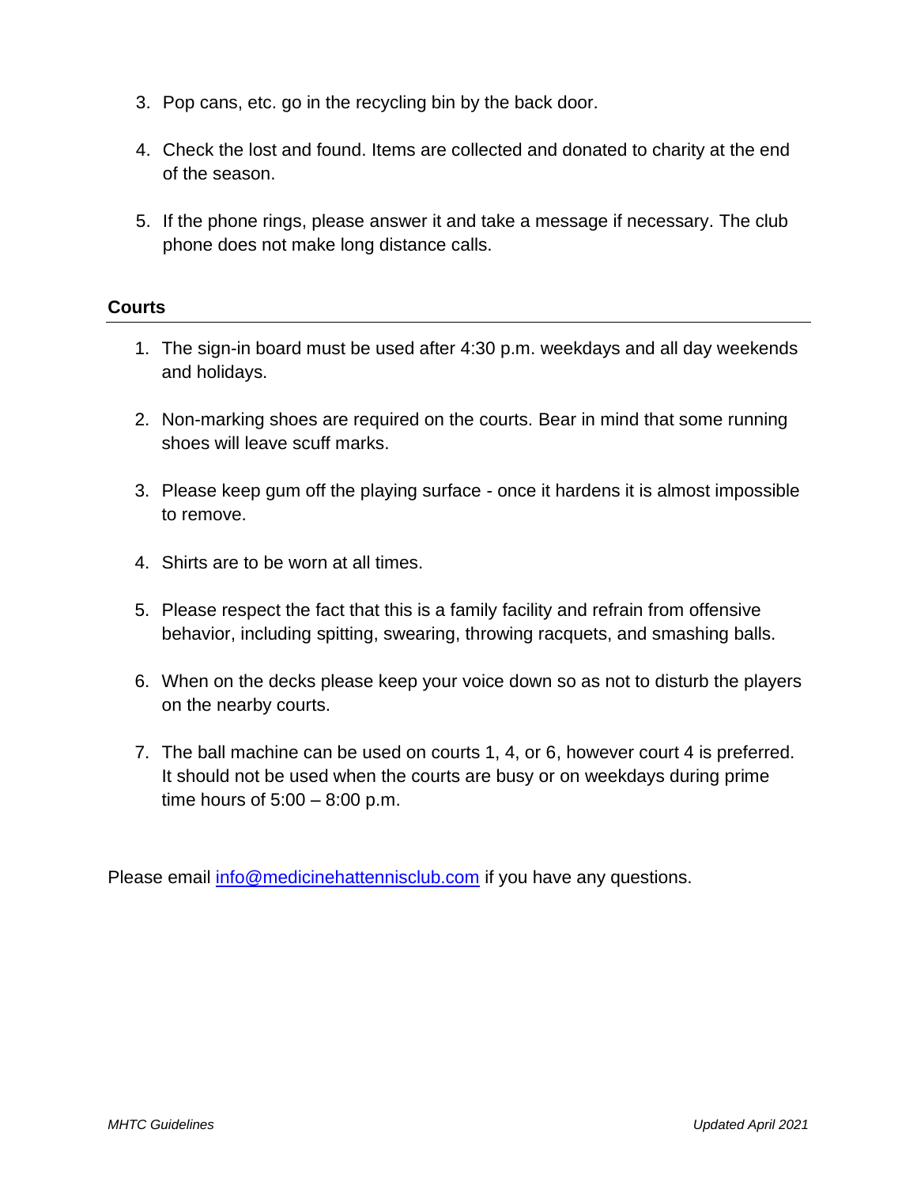3. Pop cans, etc. go in the recycling bin by the back door.

4. Check the lost and found. Items are collected and donated to charity at the end of the season.

5. If the phone rings, please answer it and take a message if necessary. The club phone does not make long distance calls.

## Courts

1. The sign-in board must be used after 4:30 p.m. weekdays and all day weekends and holidays.

2. Non-marking shoes are required on the courts. Bear in mind that some running shoes will leave scuff marks.

3. Please keep gum off the playing surface - once it hardens it is almost impossible to remove.

4. Shirts are to be worn at all times.

5. Please respect the fact that this is a family facility and refrain from offensive behavior, including spitting, swearing, throwing racquets, and smashing balls.

6. When on the decks please keep your voice down so as not to disturb the players on the nearby courts.

7. The ball machine can be used on courts 1, 4, or 6, however court 4 is preferred. It should not be used when the courts are busy or on weekdays during prime time hours of 5:00 – 8:00 p.m.

Please email info@medicinehattennisclub.com if you have any questions.